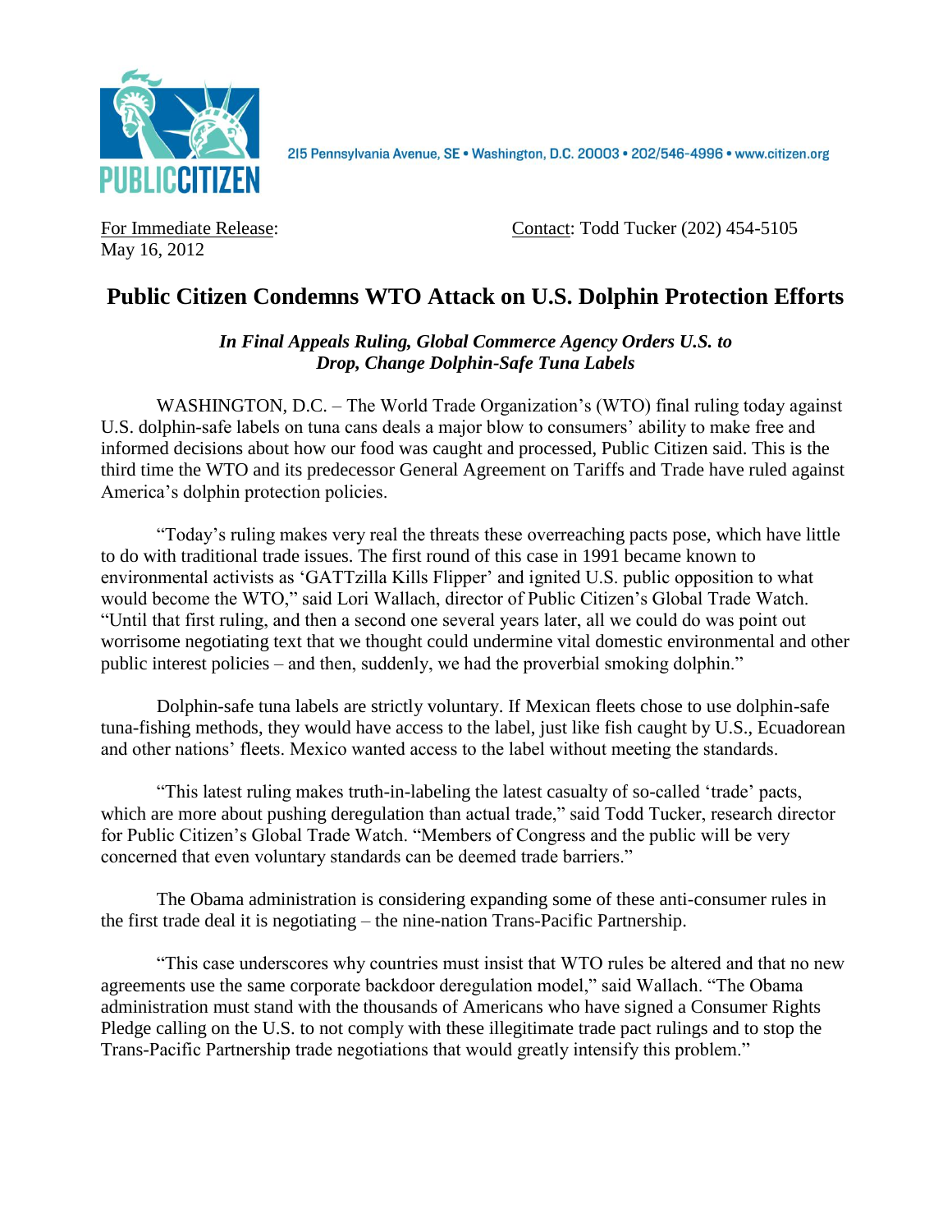PUBLIC CITIZEN

215 Pennsylvania Avenue, SE • Washington, D.C. 20003 • 202/546-4996 • www.citizen.org

For Immediate Release:
May 16, 2012

Contact: Todd Tucker (202) 454-5105

# Public Citizen Condemns WTO Attack on U.S. Dolphin Protection Efforts

***In Final Appeals Ruling, Global Commerce Agency Orders U.S. to Drop, Change Dolphin-Safe Tuna Labels***

WASHINGTON, D.C. – The World Trade Organization's (WTO) final ruling today against U.S. dolphin-safe labels on tuna cans deals a major blow to consumers' ability to make free and informed decisions about how our food was caught and processed, Public Citizen said. This is the third time the WTO and its predecessor General Agreement on Tariffs and Trade have ruled against America's dolphin protection policies.

"Today's ruling makes very real the threats these overreaching pacts pose, which have little to do with traditional trade issues. The first round of this case in 1991 became known to environmental activists as 'GATTzilla Kills Flipper' and ignited U.S. public opposition to what would become the WTO," said Lori Wallach, director of Public Citizen's Global Trade Watch. "Until that first ruling, and then a second one several years later, all we could do was point out worrisome negotiating text that we thought could undermine vital domestic environmental and other public interest policies – and then, suddenly, we had the proverbial smoking dolphin."

Dolphin-safe tuna labels are strictly voluntary. If Mexican fleets chose to use dolphin-safe tuna-fishing methods, they would have access to the label, just like fish caught by U.S., Ecuadorean and other nations' fleets. Mexico wanted access to the label without meeting the standards.

"This latest ruling makes truth-in-labeling the latest casualty of so-called 'trade' pacts, which are more about pushing deregulation than actual trade," said Todd Tucker, research director for Public Citizen's Global Trade Watch. "Members of Congress and the public will be very concerned that even voluntary standards can be deemed trade barriers."

The Obama administration is considering expanding some of these anti-consumer rules in the first trade deal it is negotiating – the nine-nation Trans-Pacific Partnership.

"This case underscores why countries must insist that WTO rules be altered and that no new agreements use the same corporate backdoor deregulation model," said Wallach. "The Obama administration must stand with the thousands of Americans who have signed a Consumer Rights Pledge calling on the U.S. to not comply with these illegitimate trade pact rulings and to stop the Trans-Pacific Partnership trade negotiations that would greatly intensify this problem."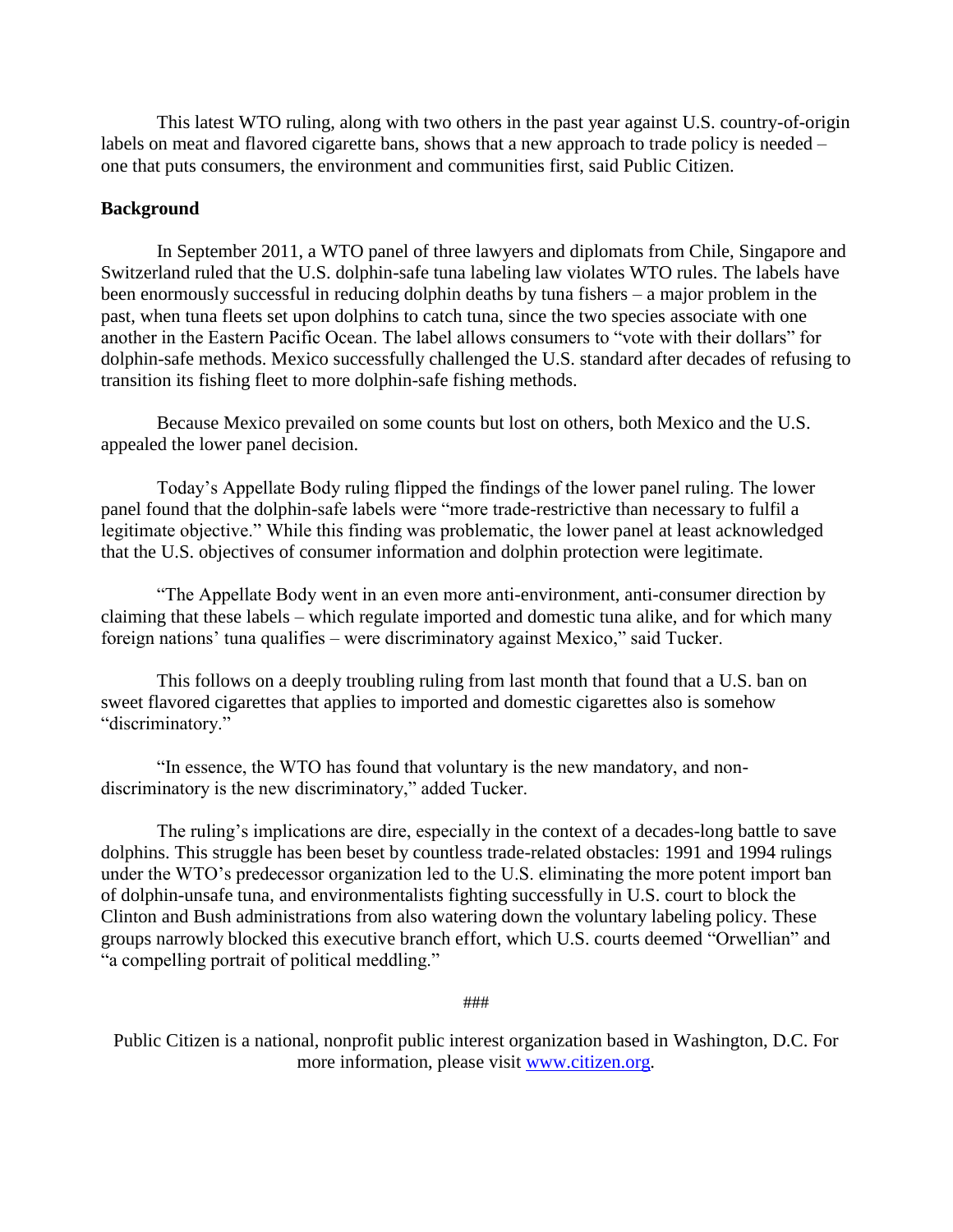This latest WTO ruling, along with two others in the past year against U.S. country-of-origin labels on meat and flavored cigarette bans, shows that a new approach to trade policy is needed – one that puts consumers, the environment and communities first, said Public Citizen.

**Background**

In September 2011, a WTO panel of three lawyers and diplomats from Chile, Singapore and Switzerland ruled that the U.S. dolphin-safe tuna labeling law violates WTO rules. The labels have been enormously successful in reducing dolphin deaths by tuna fishers – a major problem in the past, when tuna fleets set upon dolphins to catch tuna, since the two species associate with one another in the Eastern Pacific Ocean. The label allows consumers to "vote with their dollars" for dolphin-safe methods. Mexico successfully challenged the U.S. standard after decades of refusing to transition its fishing fleet to more dolphin-safe fishing methods.

Because Mexico prevailed on some counts but lost on others, both Mexico and the U.S. appealed the lower panel decision.

Today's Appellate Body ruling flipped the findings of the lower panel ruling. The lower panel found that the dolphin-safe labels were "more trade-restrictive than necessary to fulfil a legitimate objective." While this finding was problematic, the lower panel at least acknowledged that the U.S. objectives of consumer information and dolphin protection were legitimate.

"The Appellate Body went in an even more anti-environment, anti-consumer direction by claiming that these labels – which regulate imported and domestic tuna alike, and for which many foreign nations' tuna qualifies – were discriminatory against Mexico," said Tucker.

This follows on a deeply troubling ruling from last month that found that a U.S. ban on sweet flavored cigarettes that applies to imported and domestic cigarettes also is somehow "discriminatory."

"In essence, the WTO has found that voluntary is the new mandatory, and non-discriminatory is the new discriminatory," added Tucker.

The ruling's implications are dire, especially in the context of a decades-long battle to save dolphins. This struggle has been beset by countless trade-related obstacles: 1991 and 1994 rulings under the WTO's predecessor organization led to the U.S. eliminating the more potent import ban of dolphin-unsafe tuna, and environmentalists fighting successfully in U.S. court to block the Clinton and Bush administrations from also watering down the voluntary labeling policy. These groups narrowly blocked this executive branch effort, which U.S. courts deemed "Orwellian" and "a compelling portrait of political meddling."

###

Public Citizen is a national, nonprofit public interest organization based in Washington, D.C. For more information, please visit [www.citizen.org](http://www.citizen.org).